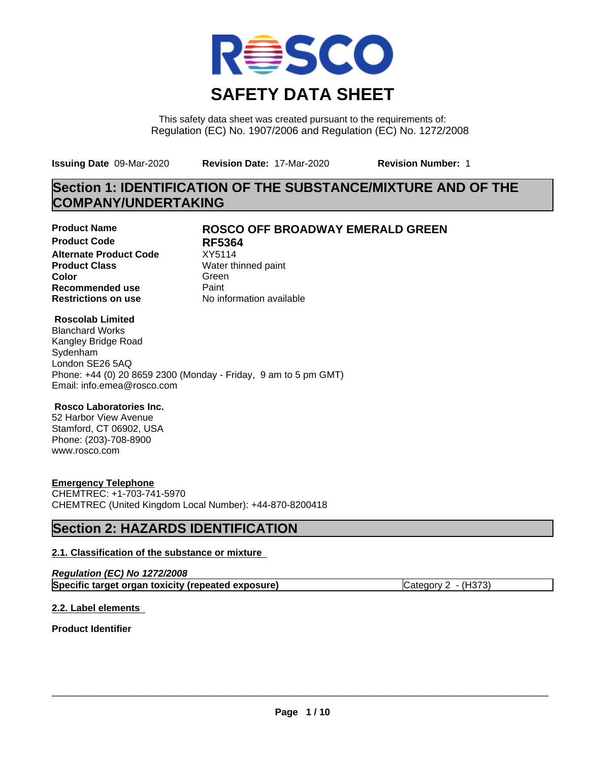# SAFETY DATA SHEET

This safety data sheet was created pursuant to the requirements of:
Regulation (EC) No. 1907/2006 and Regulation (EC) No. 1272/2008

**Issuing Date** 09-Mar-2020 **Revision Date:** 17-Mar-2020 **Revision Number:** 1

## Section 1: IDENTIFICATION OF THE SUBSTANCE/MIXTURE AND OF THE COMPANY/UNDERTAKING

| | |
|---|---|
| **Product Name** | **ROSCO OFF BROADWAY EMERALD GREEN** |
| **Product Code** | **RF5364** |
| **Alternate Product Code** | XY5114 |
| **Product Class** | Water thinned paint |
| **Color** | Green |
| **Recommended use** | Paint |
| **Restrictions on use** | No information available |

**Roscolab Limited**
Blanchard Works
Kangley Bridge Road
Sydenham
London SE26 5AQ
Phone: +44 (0) 20 8659 2300 (Monday - Friday, 9 am to 5 pm GMT)
Email: info.emea@rosco.com

**Rosco Laboratories Inc.**
52 Harbor View Avenue
Stamford, CT 06902, USA
Phone: (203)-708-8900
www.rosco.com

**Emergency Telephone**
CHEMTREC: +1-703-741-5970
CHEMTREC (United Kingdom Local Number): +44-870-8200418

## Section 2: HAZARDS IDENTIFICATION

### 2.1. Classification of the substance or mixture

***Regulation (EC) No 1272/2008***

| | |
|---|---|
| **Specific target organ toxicity (repeated exposure)** | Category 2 - (H373) |

### 2.2. Label elements

**Product Identifier**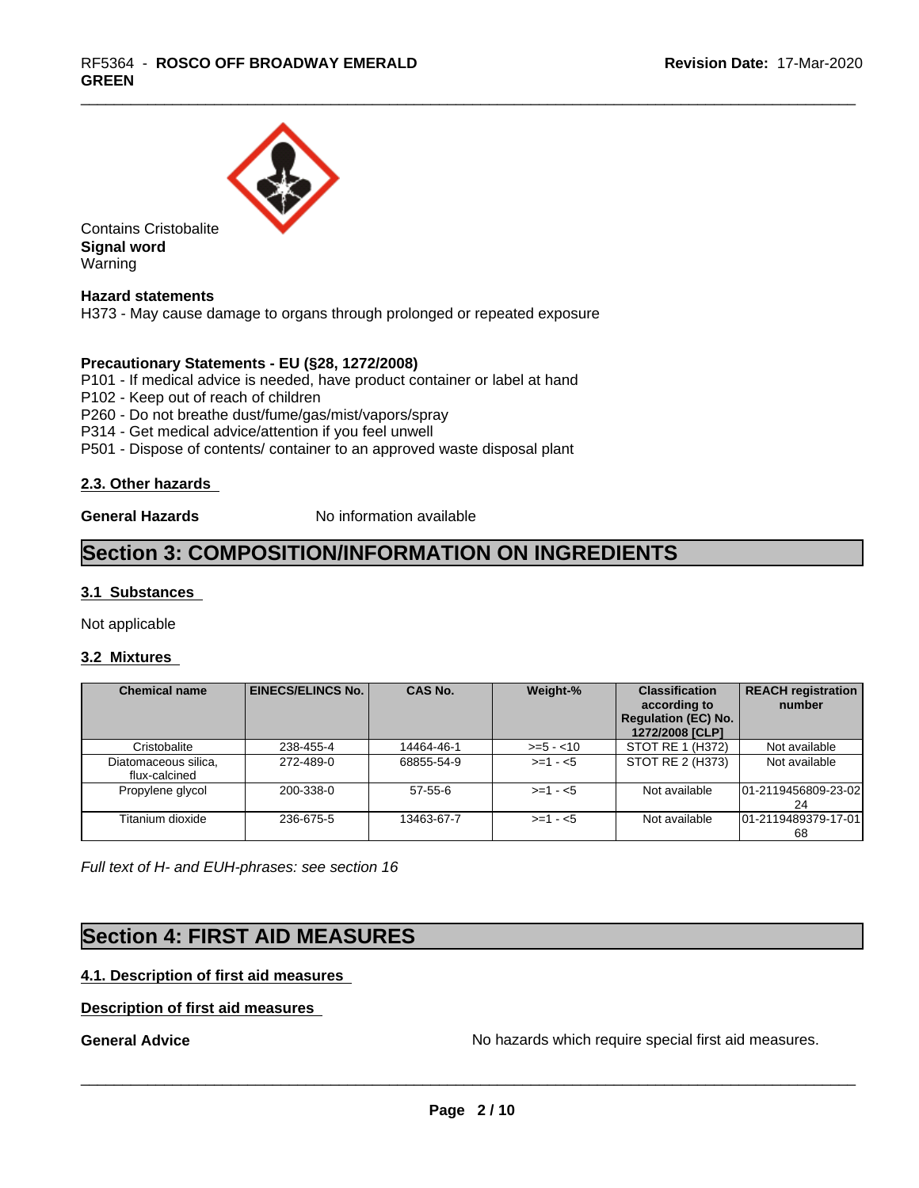Contains Cristobalite

**Signal word**

Warning

**Hazard statements**

H373 - May cause damage to organs through prolonged or repeated exposure

**Precautionary Statements - EU (§28, 1272/2008)**

P101 - If medical advice is needed, have product container or label at hand
P102 - Keep out of reach of children
P260 - Do not breathe dust/fume/gas/mist/vapors/spray
P314 - Get medical advice/attention if you feel unwell
P501 - Dispose of contents/ container to an approved waste disposal plant

### 2.3. Other hazards

**General Hazards** No information available

## Section 3: COMPOSITION/INFORMATION ON INGREDIENTS

### 3.1 Substances

Not applicable

### 3.2 Mixtures

| Chemical name | EINECS/ELINCS No. | CAS No. | Weight-% | Classification according to Regulation (EC) No. 1272/2008 [CLP] | REACH registration number |
|---|---|---|---|---|---|
| Cristobalite | 238-455-4 | 14464-46-1 | >=5 - <10 | STOT RE 1 (H372) | Not available |
| Diatomaceous silica, flux-calcined | 272-489-0 | 68855-54-9 | >=1 - <5 | STOT RE 2 (H373) | Not available |
| Propylene glycol | 200-338-0 | 57-55-6 | >=1 - <5 | Not available | 01-2119456809-23-0224 |
| Titanium dioxide | 236-675-5 | 13463-67-7 | >=1 - <5 | Not available | 01-2119489379-17-0168 |

*Full text of H- and EUH-phrases: see section 16*

## Section 4: FIRST AID MEASURES

### 4.1. Description of first aid measures

**Description of first aid measures**

**General Advice** No hazards which require special first aid measures.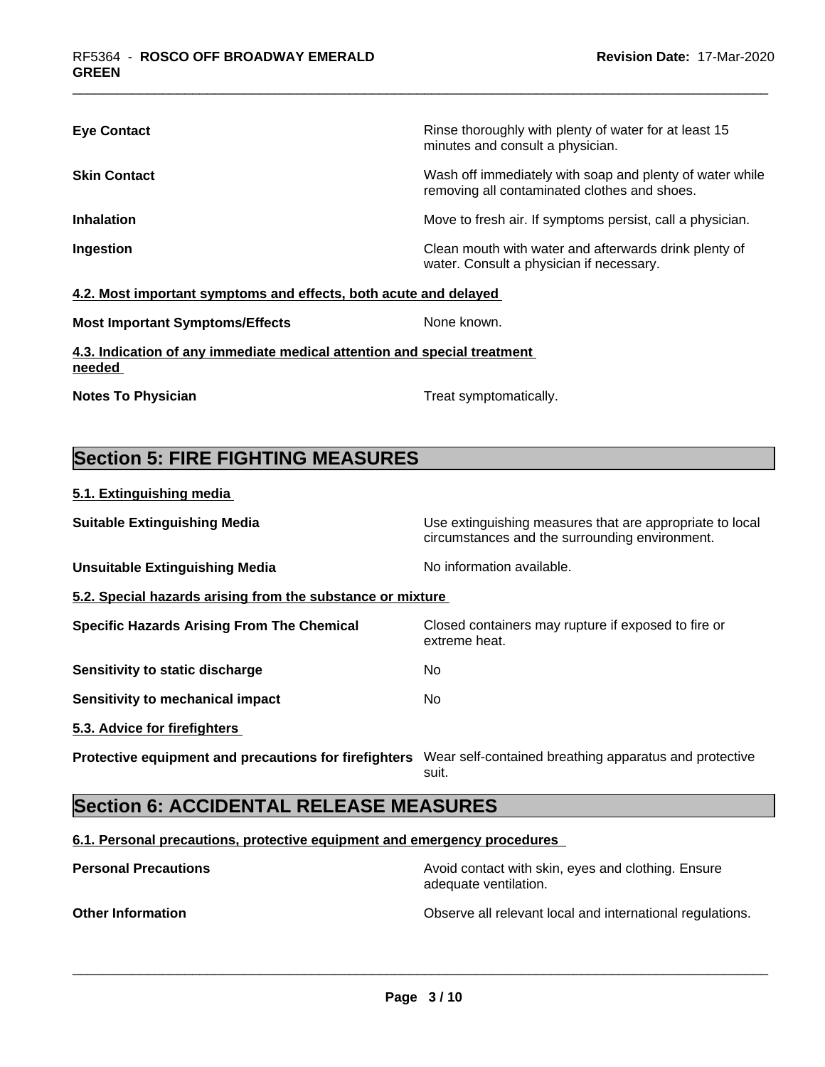**Eye Contact** | Rinse thoroughly with plenty of water for at least 15 minutes and consult a physician.

| | |
|---|---|
| **Eye Contact** | Rinse thoroughly with plenty of water for at least 15 minutes and consult a physician. |
| **Skin Contact** | Wash off immediately with soap and plenty of water while removing all contaminated clothes and shoes. |
| **Inhalation** | Move to fresh air. If symptoms persist, call a physician. |
| **Ingestion** | Clean mouth with water and afterwards drink plenty of water. Consult a physician if necessary. |

### 4.2. Most important symptoms and effects, both acute and delayed

| | |
|---|---|
| **Most Important Symptoms/Effects** | None known. |

### 4.3. Indication of any immediate medical attention and special treatment needed

| | |
|---|---|
| **Notes To Physician** | Treat symptomatically. |

## Section 5: FIRE FIGHTING MEASURES

### 5.1. Extinguishing media

| | |
|---|---|
| **Suitable Extinguishing Media** | Use extinguishing measures that are appropriate to local circumstances and the surrounding environment. |
| **Unsuitable Extinguishing Media** | No information available. |

### 5.2. Special hazards arising from the substance or mixture

| | |
|---|---|
| **Specific Hazards Arising From The Chemical** | Closed containers may rupture if exposed to fire or extreme heat. |
| **Sensitivity to static discharge** | No |
| **Sensitivity to mechanical impact** | No |

### 5.3. Advice for firefighters

| | |
|---|---|
| **Protective equipment and precautions for firefighters** | Wear self-contained breathing apparatus and protective suit. |

## Section 6: ACCIDENTAL RELEASE MEASURES

### 6.1. Personal precautions, protective equipment and emergency procedures

| | |
|---|---|
| **Personal Precautions** | Avoid contact with skin, eyes and clothing. Ensure adequate ventilation. |
| **Other Information** | Observe all relevant local and international regulations. |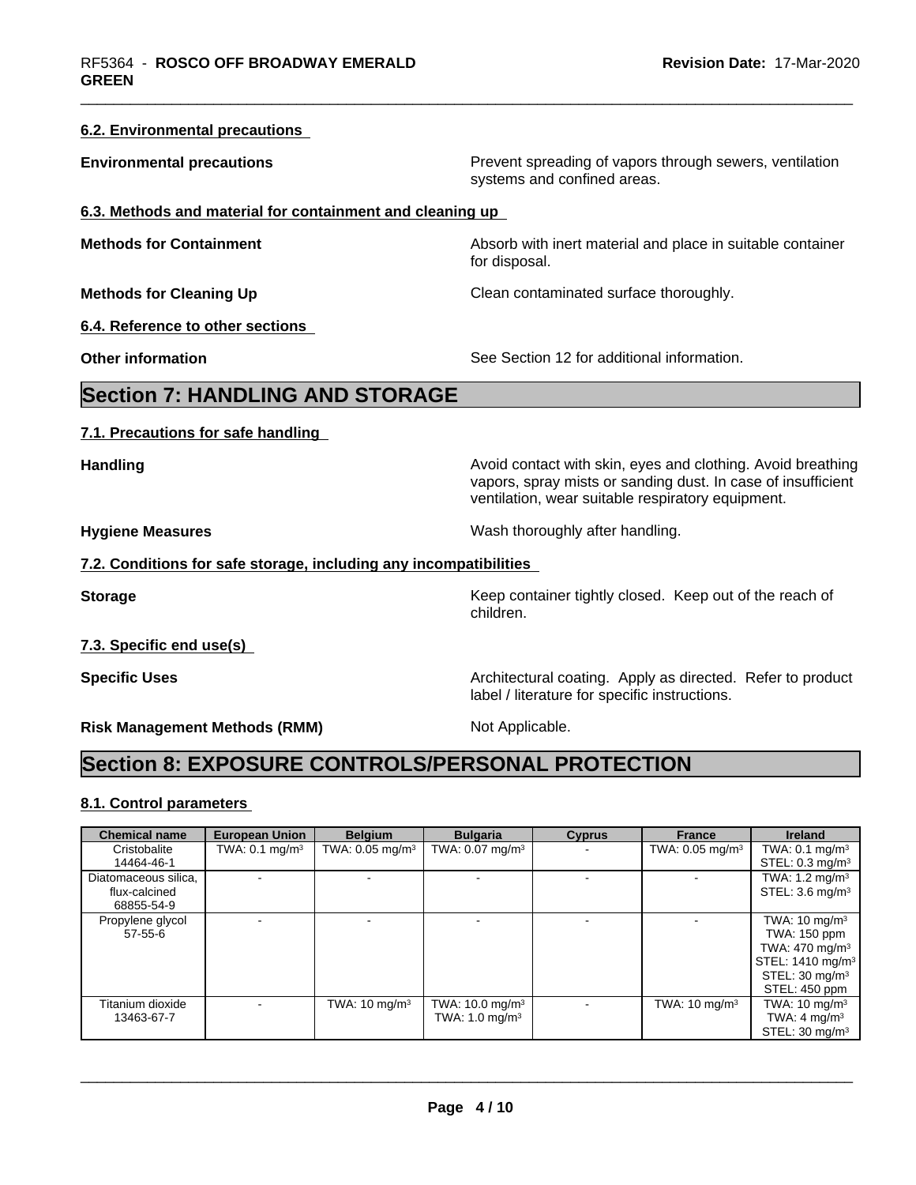#### 6.2. Environmental precautions

**Environmental precautions** Prevent spreading of vapors through sewers, ventilation systems and confined areas.

#### 6.3. Methods and material for containment and cleaning up

**Methods for Containment** Absorb with inert material and place in suitable container for disposal.

**Methods for Cleaning Up** Clean contaminated surface thoroughly.

#### 6.4. Reference to other sections

**Other information** See Section 12 for additional information.

## Section 7: HANDLING AND STORAGE

#### 7.1. Precautions for safe handling

**Handling** Avoid contact with skin, eyes and clothing. Avoid breathing vapors, spray mists or sanding dust. In case of insufficient ventilation, wear suitable respiratory equipment.

**Hygiene Measures** Wash thoroughly after handling.

#### 7.2. Conditions for safe storage, including any incompatibilities

**Storage** Keep container tightly closed. Keep out of the reach of children.

#### 7.3. Specific end use(s)

**Specific Uses** Architectural coating. Apply as directed. Refer to product label / literature for specific instructions.

**Risk Management Methods (RMM)** Not Applicable.

## Section 8: EXPOSURE CONTROLS/PERSONAL PROTECTION

#### 8.1. Control parameters

| Chemical name | European Union | Belgium | Bulgaria | Cyprus | France | Ireland |
|---|---|---|---|---|---|---|
| Cristobalite<br>14464-46-1 | TWA: 0.1 mg/m³ | TWA: 0.05 mg/m³ | TWA: 0.07 mg/m³ | - | TWA: 0.05 mg/m³ | TWA: 0.1 mg/m³<br>STEL: 0.3 mg/m³ |
| Diatomaceous silica, flux-calcined<br>68855-54-9 | - | - | - | - | - | TWA: 1.2 mg/m³<br>STEL: 3.6 mg/m³ |
| Propylene glycol<br>57-55-6 | - | - | - | - | - | TWA: 10 mg/m³<br>TWA: 150 ppm<br>TWA: 470 mg/m³<br>STEL: 1410 mg/m³<br>STEL: 30 mg/m³<br>STEL: 450 ppm |
| Titanium dioxide<br>13463-67-7 | - | TWA: 10 mg/m³ | TWA: 10.0 mg/m³<br>TWA: 1.0 mg/m³ | - | TWA: 10 mg/m³ | TWA: 10 mg/m³<br>TWA: 4 mg/m³<br>STEL: 30 mg/m³ |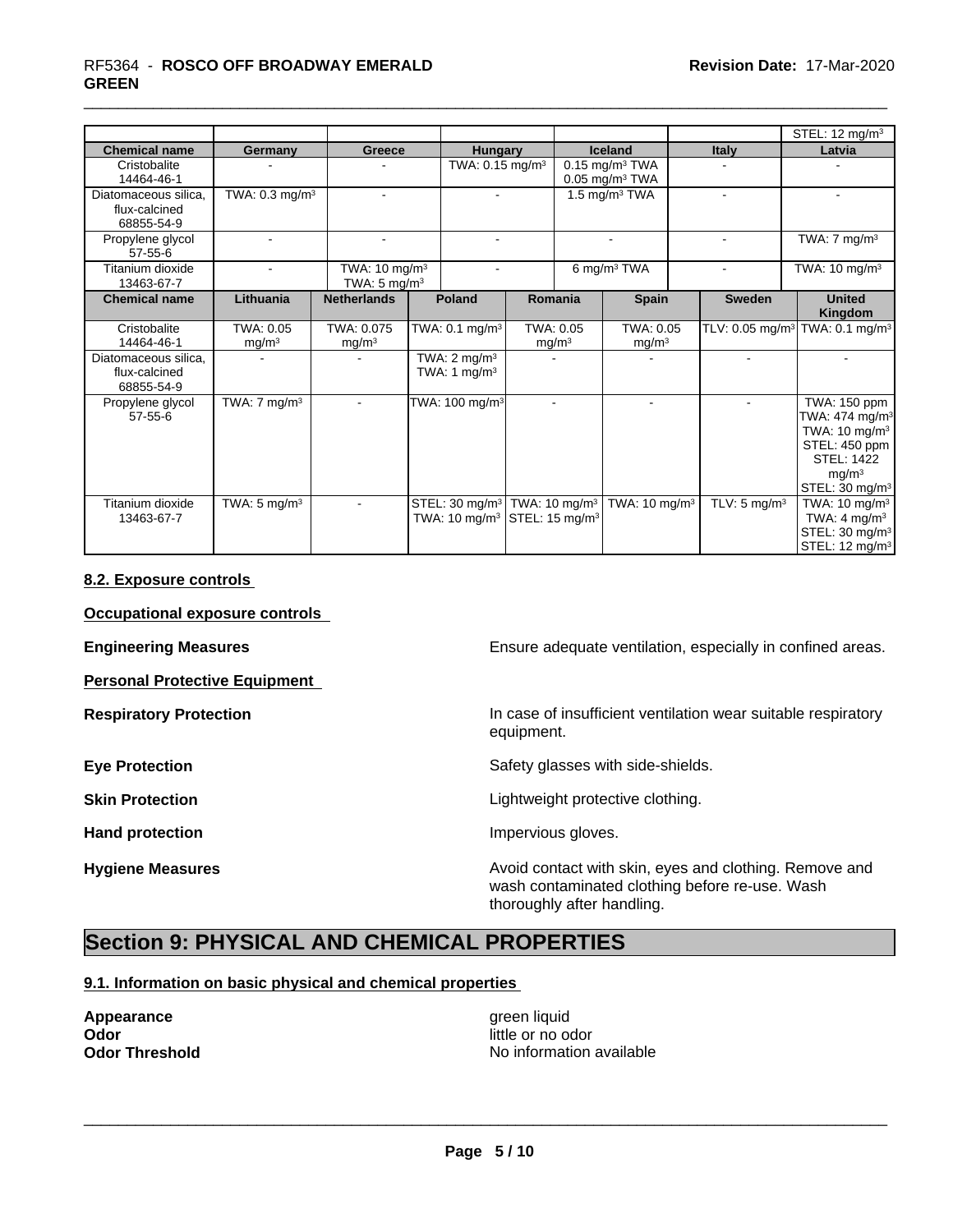| | | | | | | STL: 12 mg/m³ |
|---|---|---|---|---|---|---|
| **Chemical name** | **Germany** | **Greece** | **Hungary** | **Iceland** | **Italy** | **Latvia** |
| Cristobalite 14464-46-1 | - | - | TWA: 0.15 mg/m³ | 0.15 mg/m³ TWA 0.05 mg/m³ TWA | - | - |
| Diatomaceous silica, flux-calcined 68855-54-9 | TWA: 0.3 mg/m³ | - | - | 1.5 mg/m³ TWA | - | - |
| Propylene glycol 57-55-6 | - | - | - | - | - | TWA: 7 mg/m³ |
| Titanium dioxide 13463-67-7 | - | TWA: 10 mg/m³ TWA: 5 mg/m³ | - | 6 mg/m³ TWA | - | TWA: 10 mg/m³ |

| Chemical name | Lithuania | Netherlands | Poland | Romania | Spain | Sweden | United Kingdom |
|---|---|---|---|---|---|---|---|
| Cristobalite 14464-46-1 | TWA: 0.05 mg/m³ | TWA: 0.075 mg/m³ | TWA: 0.1 mg/m³ | TWA: 0.05 mg/m³ | TWA: 0.05 mg/m³ | TLV: 0.05 mg/m³ | TWA: 0.1 mg/m³ |
| Diatomaceous silica, flux-calcined 68855-54-9 | - | - | TWA: 2 mg/m³ TWA: 1 mg/m³ | - | - | - | - |
| Propylene glycol 57-55-6 | TWA: 7 mg/m³ | - | TWA: 100 mg/m³ | - | - | - | TWA: 150 ppm TWA: 474 mg/m³ TWA: 10 mg/m³ STEL: 450 ppm STEL: 1422 mg/m³ STEL: 30 mg/m³ |
| Titanium dioxide 13463-67-7 | TWA: 5 mg/m³ | - | STEL: 30 mg/m³ TWA: 10 mg/m³ | TWA: 10 mg/m³ STEL: 15 mg/m³ | TWA: 10 mg/m³ | TLV: 5 mg/m³ | TWA: 10 mg/m³ TWA: 4 mg/m³ STEL: 30 mg/m³ STEL: 12 mg/m³ |

### 8.2. Exposure controls

**Occupational exposure controls**

**Engineering Measures** Ensure adequate ventilation, especially in confined areas.

**Personal Protective Equipment**

**Respiratory Protection** In case of insufficient ventilation wear suitable respiratory equipment.

**Eye Protection** Safety glasses with side-shields.

**Skin Protection** Lightweight protective clothing.

**Hand protection** Impervious gloves.

**Hygiene Measures** Avoid contact with skin, eyes and clothing. Remove and wash contaminated clothing before re-use. Wash thoroughly after handling.

## Section 9: PHYSICAL AND CHEMICAL PROPERTIES

### 9.1. Information on basic physical and chemical properties

**Appearance** green liquid
**Odor** little or no odor
**Odor Threshold** No information available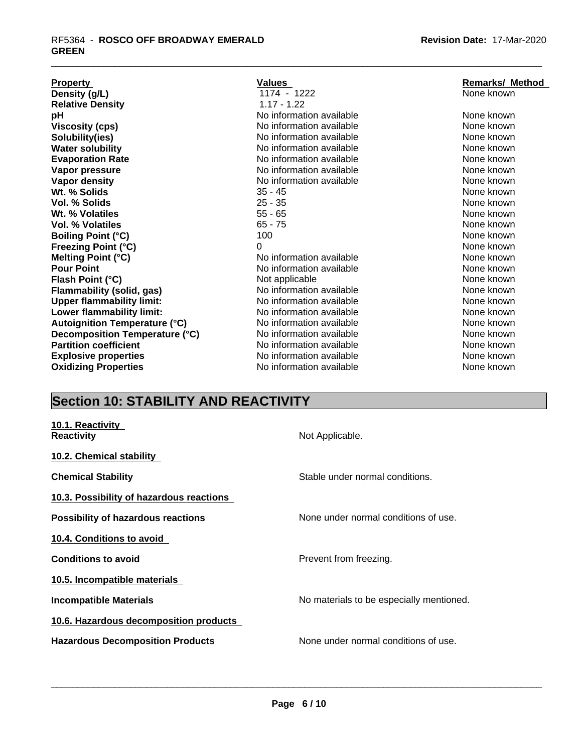| Property | Values | Remarks/ Method |
|---|---|---|
| **Density (g/L)** | 1174 - 1222 | None known |
| **Relative Density** | 1.17 - 1.22 | |
| **pH** | No information available | None known |
| **Viscosity (cps)** | No information available | None known |
| **Solubility(ies)** | No information available | None known |
| **Water solubility** | No information available | None known |
| **Evaporation Rate** | No information available | None known |
| **Vapor pressure** | No information available | None known |
| **Vapor density** | No information available | None known |
| **Wt. % Solids** | 35 - 45 | None known |
| **Vol. % Solids** | 25 - 35 | None known |
| **Wt. % Volatiles** | 55 - 65 | None known |
| **Vol. % Volatiles** | 65 - 75 | None known |
| **Boiling Point (°C)** | 100 | None known |
| **Freezing Point (°C)** | 0 | None known |
| **Melting Point (°C)** | No information available | None known |
| **Pour Point** | No information available | None known |
| **Flash Point (°C)** | Not applicable | None known |
| **Flammability (solid, gas)** | No information available | None known |
| **Upper flammability limit:** | No information available | None known |
| **Lower flammability limit:** | No information available | None known |
| **Autoignition Temperature (°C)** | No information available | None known |
| **Decomposition Temperature (°C)** | No information available | None known |
| **Partition coefficient** | No information available | None known |
| **Explosive properties** | No information available | None known |
| **Oxidizing Properties** | No information available | None known |

## Section 10: STABILITY AND REACTIVITY

**10.1. Reactivity**

**Reactivity** Not Applicable.

**10.2. Chemical stability**

**Chemical Stability** Stable under normal conditions.

**10.3. Possibility of hazardous reactions**

**Possibility of hazardous reactions** None under normal conditions of use.

**10.4. Conditions to avoid**

**Conditions to avoid** Prevent from freezing.

**10.5. Incompatible materials**

**Incompatible Materials** No materials to be especially mentioned.

**10.6. Hazardous decomposition products**

**Hazardous Decomposition Products** None under normal conditions of use.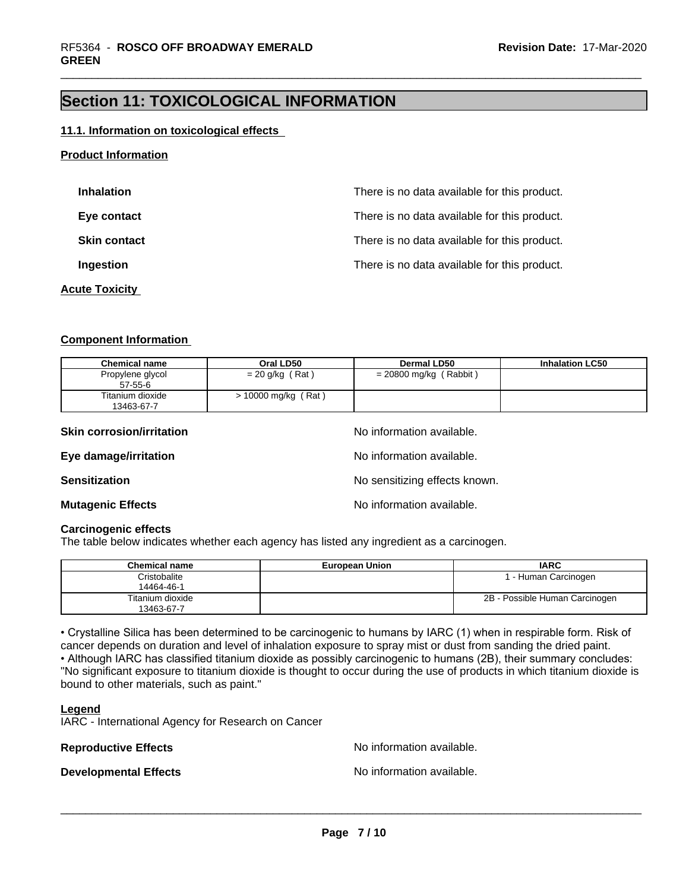## Section 11: TOXICOLOGICAL INFORMATION

### 11.1. Information on toxicological effects

**Product Information**

| | |
|---|---|
| **Inhalation** | There is no data available for this product. |
| **Eye contact** | There is no data available for this product. |
| **Skin contact** | There is no data available for this product. |
| **Ingestion** | There is no data available for this product. |

**Acute Toxicity**

**Component Information**

| Chemical name | Oral LD50 | Dermal LD50 | Inhalation LC50 |
|---|---|---|---|
| Propylene glycol 57-55-6 | = 20 g/kg ( Rat ) | = 20800 mg/kg ( Rabbit ) | |
| Titanium dioxide 13463-67-7 | > 10000 mg/kg ( Rat ) | | |

| | |
|---|---|
| **Skin corrosion/irritation** | No information available. |
| **Eye damage/irritation** | No information available. |
| **Sensitization** | No sensitizing effects known. |
| **Mutagenic Effects** | No information available. |

**Carcinogenic effects**

The table below indicates whether each agency has listed any ingredient as a carcinogen.

| Chemical name | European Union | IARC |
|---|---|---|
| Cristobalite 14464-46-1 | | 1 - Human Carcinogen |
| Titanium dioxide 13463-67-7 | | 2B - Possible Human Carcinogen |

• Crystalline Silica has been determined to be carcinogenic to humans by IARC (1) when in respirable form. Risk of cancer depends on duration and level of inhalation exposure to spray mist or dust from sanding the dried paint.
• Although IARC has classified titanium dioxide as possibly carcinogenic to humans (2B), their summary concludes: "No significant exposure to titanium dioxide is thought to occur during the use of products in which titanium dioxide is bound to other materials, such as paint."

**Legend**

IARC - International Agency for Research on Cancer

| | |
|---|---|
| **Reproductive Effects** | No information available. |
| **Developmental Effects** | No information available. |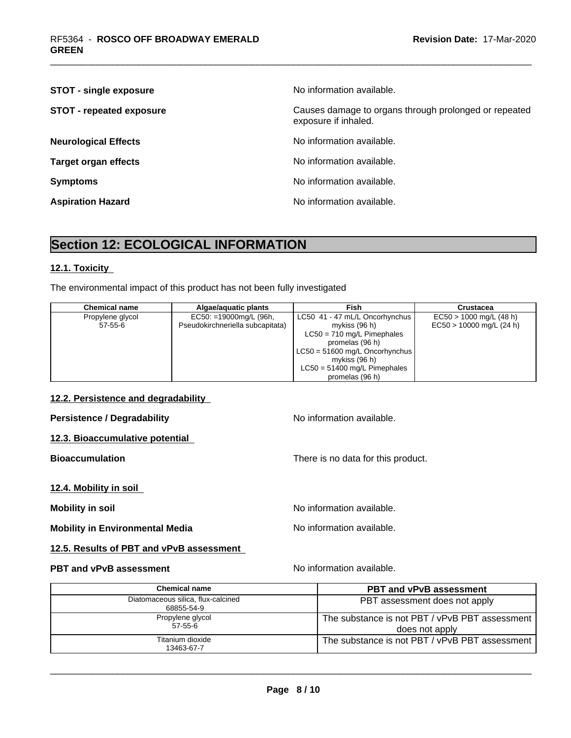**STOT - single exposure** No information available.

**STOT - repeated exposure** Causes damage to organs through prolonged or repeated exposure if inhaled.

**Neurological Effects** No information available.

**Target organ effects** No information available.

**Symptoms** No information available.

**Aspiration Hazard** No information available.

## Section 12: ECOLOGICAL INFORMATION

### 12.1. Toxicity

The environmental impact of this product has not been fully investigated

| Chemical name | Algae/aquatic plants | Fish | Crustacea |
|---|---|---|---|
| Propylene glycol<br>57-55-6 | EC50: =19000mg/L (96h, Pseudokirchneriella subcapitata) | LC50 41 - 47 mL/L Oncorhynchus mykiss (96 h)<br>LC50 = 710 mg/L Pimephales promelas (96 h)<br>LC50 = 51600 mg/L Oncorhynchus mykiss (96 h)<br>LC50 = 51400 mg/L Pimephales promelas (96 h) | EC50 > 1000 mg/L (48 h)<br>EC50 > 10000 mg/L (24 h) |

### 12.2. Persistence and degradability

**Persistence / Degradability** No information available.

### 12.3. Bioaccumulative potential

**Bioaccumulation** There is no data for this product.

### 12.4. Mobility in soil

**Mobility in soil** No information available.

**Mobility in Environmental Media** No information available.

### 12.5. Results of PBT and vPvB assessment

**PBT and vPvB assessment** No information available.

| Chemical name | PBT and vPvB assessment |
|---|---|
| Diatomaceous silica, flux-calcined<br>68855-54-9 | PBT assessment does not apply |
| Propylene glycol<br>57-55-6 | The substance is not PBT / vPvB PBT assessment does not apply |
| Titanium dioxide<br>13463-67-7 | The substance is not PBT / vPvB PBT assessment |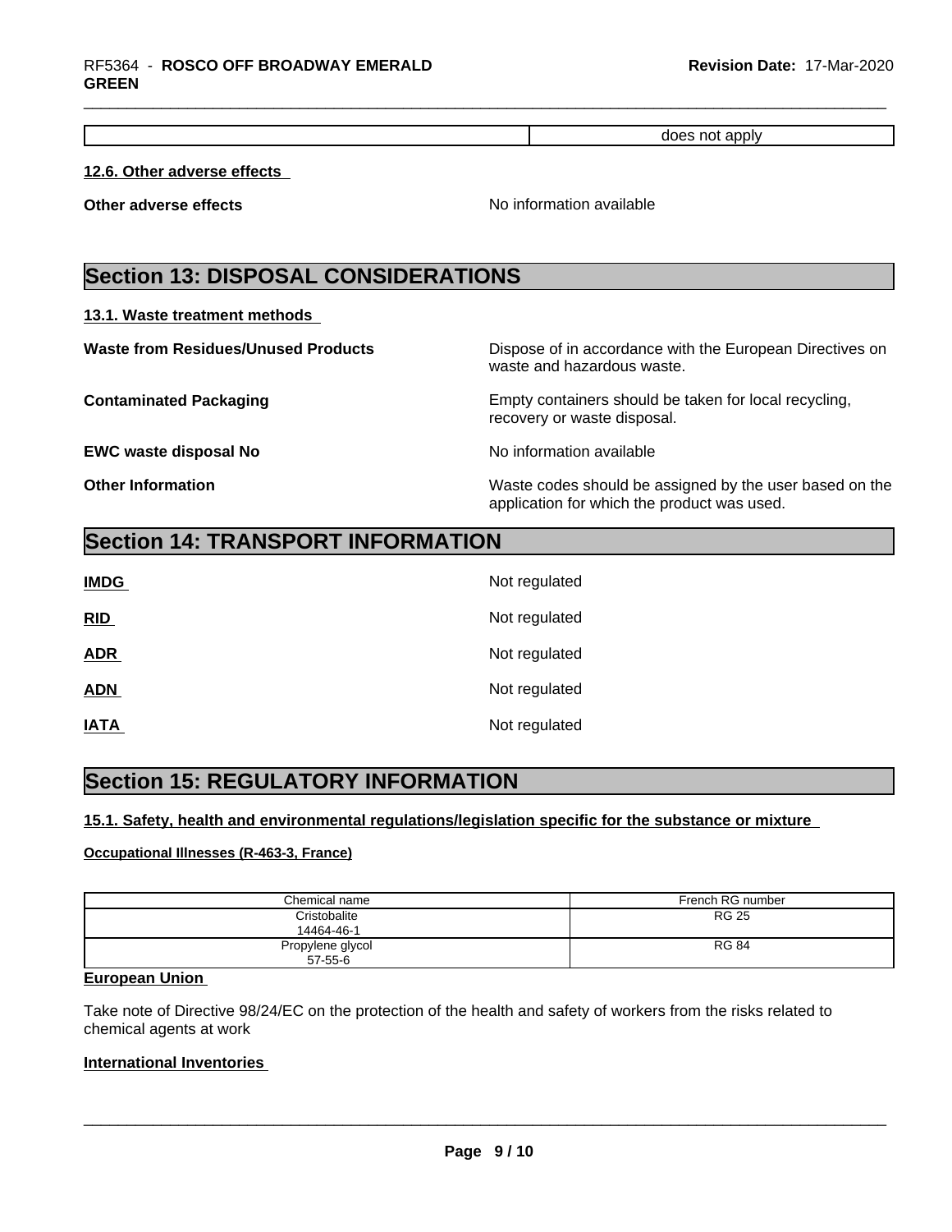| | does not apply |
|---|---|

**12.6. Other adverse effects**

**Other adverse effects** No information available

## Section 13: DISPOSAL CONSIDERATIONS

**13.1. Waste treatment methods**

**Waste from Residues/Unused Products** Dispose of in accordance with the European Directives on waste and hazardous waste.

**Contaminated Packaging** Empty containers should be taken for local recycling, recovery or waste disposal.

**EWC waste disposal No** No information available

**Other Information** Waste codes should be assigned by the user based on the application for which the product was used.

## Section 14: TRANSPORT INFORMATION

**IMDG** Not regulated

**RID** Not regulated

**ADR** Not regulated

**ADN** Not regulated

**IATA** Not regulated

## Section 15: REGULATORY INFORMATION

**15.1. Safety, health and environmental regulations/legislation specific for the substance or mixture**

**Occupational Illnesses (R-463-3, France)**

| Chemical name | French RG number |
|---|---|
| Cristobalite<br>14464-46-1 | RG 25 |
| Propylene glycol<br>57-55-6 | RG 84 |

**European Union**

Take note of Directive 98/24/EC on the protection of the health and safety of workers from the risks related to chemical agents at work

**International Inventories**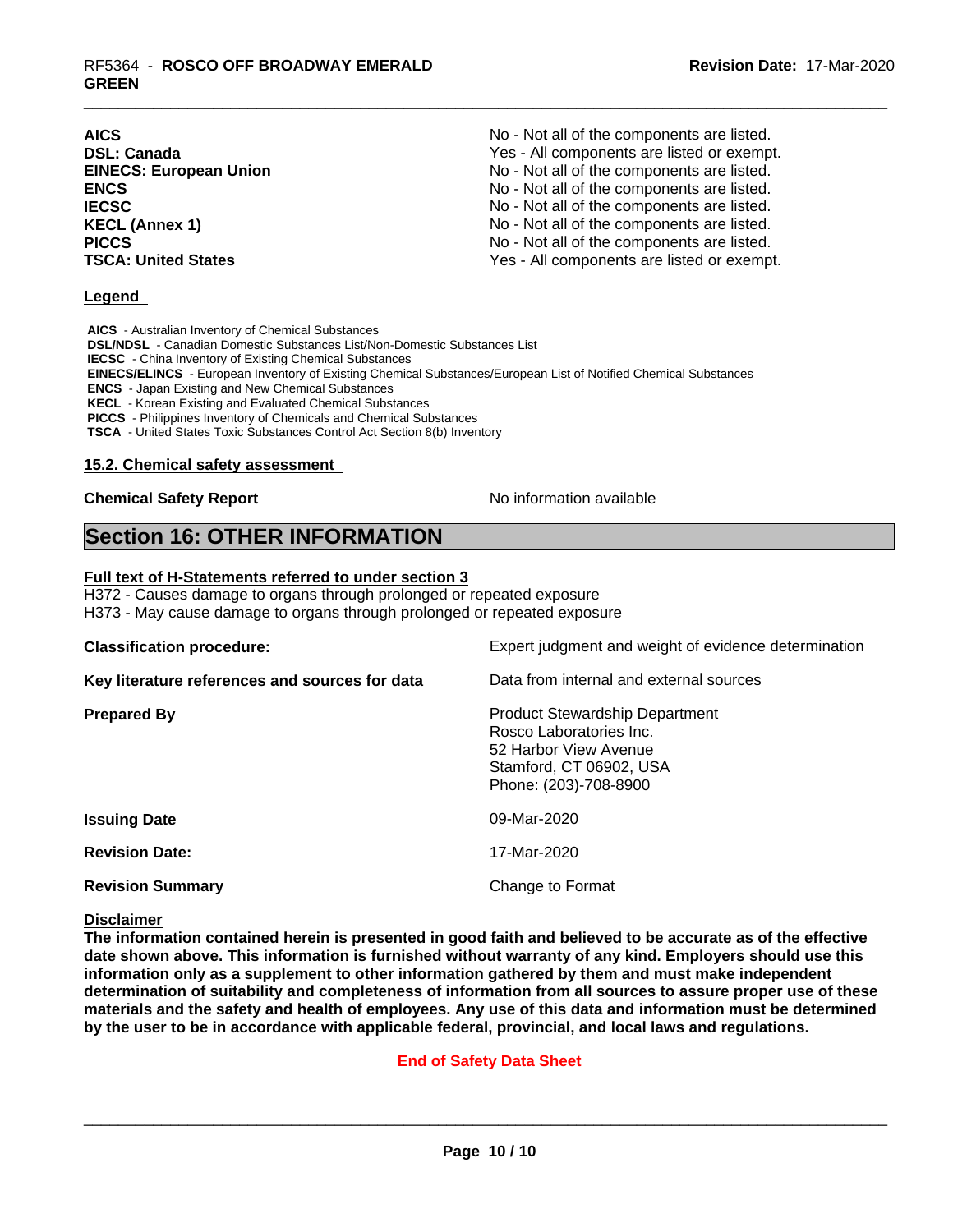| | |
|---|---|
| **AICS** | No - Not all of the components are listed. |
| **DSL: Canada** | Yes - All components are listed or exempt. |
| **EINECS: European Union** | No - Not all of the components are listed. |
| **ENCS** | No - Not all of the components are listed. |
| **IECSC** | No - Not all of the components are listed. |
| **KECL (Annex 1)** | No - Not all of the components are listed. |
| **PICCS** | No - Not all of the components are listed. |
| **TSCA: United States** | Yes - All components are listed or exempt. |

**Legend**

**AICS** - Australian Inventory of Chemical Substances
**DSL/NDSL** - Canadian Domestic Substances List/Non-Domestic Substances List
**IECSC** - China Inventory of Existing Chemical Substances
**EINECS/ELINCS** - European Inventory of Existing Chemical Substances/European List of Notified Chemical Substances
**ENCS** - Japan Existing and New Chemical Substances
**KECL** - Korean Existing and Evaluated Chemical Substances
**PICCS** - Philippines Inventory of Chemicals and Chemical Substances
**TSCA** - United States Toxic Substances Control Act Section 8(b) Inventory

**15.2. Chemical safety assessment**

**Chemical Safety Report** — No information available

## Section 16: OTHER INFORMATION

**Full text of H-Statements referred to under section 3**
H372 - Causes damage to organs through prolonged or repeated exposure
H373 - May cause damage to organs through prolonged or repeated exposure

| | |
|---|---|
| **Classification procedure:** | Expert judgment and weight of evidence determination |
| **Key literature references and sources for data** | Data from internal and external sources |
| **Prepared By** | Product Stewardship Department<br>Rosco Laboratories Inc.<br>52 Harbor View Avenue<br>Stamford, CT 06902, USA<br>Phone: (203)-708-8900 |
| **Issuing Date** | 09-Mar-2020 |
| **Revision Date:** | 17-Mar-2020 |
| **Revision Summary** | Change to Format |

**Disclaimer**
**The information contained herein is presented in good faith and believed to be accurate as of the effective date shown above. This information is furnished without warranty of any kind. Employers should use this information only as a supplement to other information gathered by them and must make independent determination of suitability and completeness of information from all sources to assure proper use of these materials and the safety and health of employees. Any use of this data and information must be determined by the user to be in accordance with applicable federal, provincial, and local laws and regulations.**

**End of Safety Data Sheet**